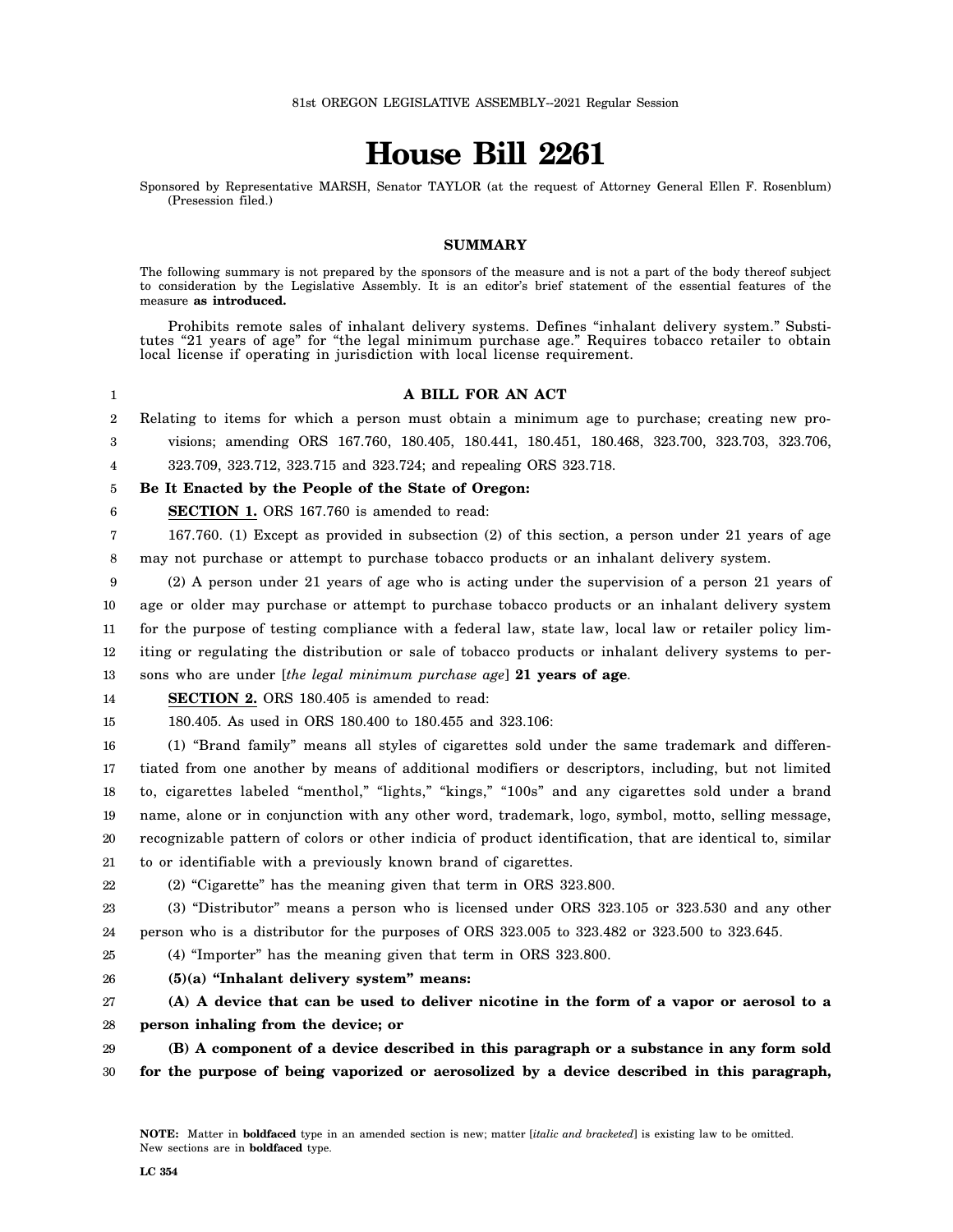81st OREGON LEGISLATIVE ASSEMBLY--2021 Regular Session

# House Bill 2261

Sponsored by Representative MARSH, Senator TAYLOR (at the request of Attorney General Ellen F. Rosenblum) (Presession filed.)

## SUMMARY

The following summary is not prepared by the sponsors of the measure and is not a part of the body thereof subject to consideration by the Legislative Assembly. It is an editor's brief statement of the essential features of the measure **as introduced.**

Prohibits remote sales of inhalant delivery systems. Defines "inhalant delivery system." Substitutes "21 years of age" for "the legal minimum purchase age." Requires tobacco retailer to obtain local license if operating in jurisdiction with local license requirement.

**A BILL FOR AN ACT**

Relating to items for which a person must obtain a minimum age to purchase; creating new provisions; amending ORS 167.760, 180.405, 180.441, 180.451, 180.468, 323.700, 323.703, 323.706, 323.709, 323.712, 323.715 and 323.724; and repealing ORS 323.718.

**Be It Enacted by the People of the State of Oregon:**

**SECTION 1.** ORS 167.760 is amended to read:

167.760. (1) Except as provided in subsection (2) of this section, a person under 21 years of age may not purchase or attempt to purchase tobacco products or an inhalant delivery system.

(2) A person under 21 years of age who is acting under the supervision of a person 21 years of age or older may purchase or attempt to purchase tobacco products or an inhalant delivery system for the purpose of testing compliance with a federal law, state law, local law or retailer policy limiting or regulating the distribution or sale of tobacco products or inhalant delivery systems to persons who are under [*the legal minimum purchase age*] **21 years of age**.

**SECTION 2.** ORS 180.405 is amended to read:

180.405. As used in ORS 180.400 to 180.455 and 323.106:

(1) "Brand family" means all styles of cigarettes sold under the same trademark and differentiated from one another by means of additional modifiers or descriptors, including, but not limited to, cigarettes labeled "menthol," "lights," "kings," "100s" and any cigarettes sold under a brand name, alone or in conjunction with any other word, trademark, logo, symbol, motto, selling message, recognizable pattern of colors or other indicia of product identification, that are identical to, similar to or identifiable with a previously known brand of cigarettes.

(2) "Cigarette" has the meaning given that term in ORS 323.800.

(3) "Distributor" means a person who is licensed under ORS 323.105 or 323.530 and any other person who is a distributor for the purposes of ORS 323.005 to 323.482 or 323.500 to 323.645.

(4) "Importer" has the meaning given that term in ORS 323.800.

**(5)(a) "Inhalant delivery system" means:**

**(A) A device that can be used to deliver nicotine in the form of a vapor or aerosol to a person inhaling from the device; or**

**(B) A component of a device described in this paragraph or a substance in any form sold for the purpose of being vaporized or aerosolized by a device described in this paragraph,**

**NOTE:** Matter in **boldfaced** type in an amended section is new; matter [*italic and bracketed*] is existing law to be omitted. New sections are in **boldfaced** type.

LC 354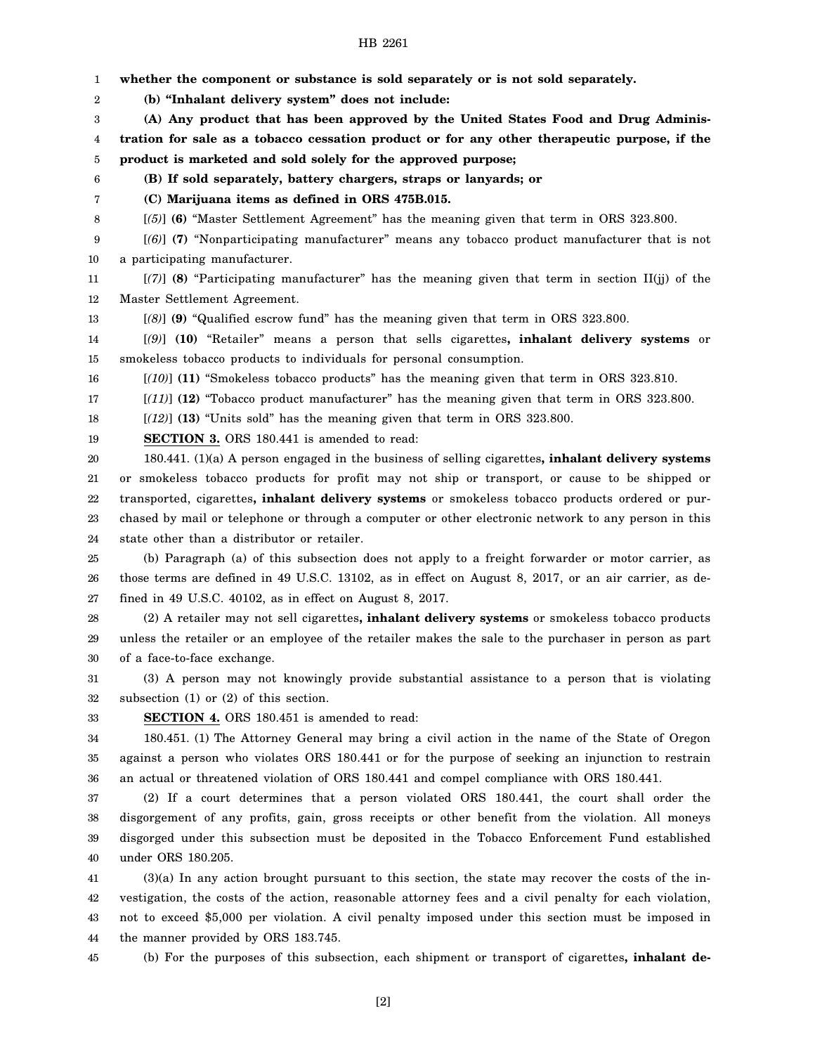**whether the component or substance is sold separately or is not sold separately.**

**(b) "Inhalant delivery system" does not include:**

**(A) Any product that has been approved by the United States Food and Drug Administration for sale as a tobacco cessation product or for any other therapeutic purpose, if the product is marketed and sold solely for the approved purpose;**

**(B) If sold separately, battery chargers, straps or lanyards; or**

**(C) Marijuana items as defined in ORS 475B.015.**

[*(5)*] **(6)** "Master Settlement Agreement" has the meaning given that term in ORS 323.800.

[*(6)*] **(7)** "Nonparticipating manufacturer" means any tobacco product manufacturer that is not a participating manufacturer.

[*(7)*] **(8)** "Participating manufacturer" has the meaning given that term in section II(jj) of the Master Settlement Agreement.

[*(8)*] **(9)** "Qualified escrow fund" has the meaning given that term in ORS 323.800.

[*(9)*] **(10)** "Retailer" means a person that sells cigarettes**, inhalant delivery systems** or smokeless tobacco products to individuals for personal consumption.

[*(10)*] **(11)** "Smokeless tobacco products" has the meaning given that term in ORS 323.810.

[*(11)*] **(12)** "Tobacco product manufacturer" has the meaning given that term in ORS 323.800.

[*(12)*] **(13)** "Units sold" has the meaning given that term in ORS 323.800.

**SECTION 3.** ORS 180.441 is amended to read:

180.441. (1)(a) A person engaged in the business of selling cigarettes**, inhalant delivery systems** or smokeless tobacco products for profit may not ship or transport, or cause to be shipped or transported, cigarettes**, inhalant delivery systems** or smokeless tobacco products ordered or purchased by mail or telephone or through a computer or other electronic network to any person in this state other than a distributor or retailer.

(b) Paragraph (a) of this subsection does not apply to a freight forwarder or motor carrier, as those terms are defined in 49 U.S.C. 13102, as in effect on August 8, 2017, or an air carrier, as defined in 49 U.S.C. 40102, as in effect on August 8, 2017.

(2) A retailer may not sell cigarettes**, inhalant delivery systems** or smokeless tobacco products unless the retailer or an employee of the retailer makes the sale to the purchaser in person as part of a face-to-face exchange.

(3) A person may not knowingly provide substantial assistance to a person that is violating subsection (1) or (2) of this section.

**SECTION 4.** ORS 180.451 is amended to read:

180.451. (1) The Attorney General may bring a civil action in the name of the State of Oregon against a person who violates ORS 180.441 or for the purpose of seeking an injunction to restrain an actual or threatened violation of ORS 180.441 and compel compliance with ORS 180.441.

(2) If a court determines that a person violated ORS 180.441, the court shall order the disgorgement of any profits, gain, gross receipts or other benefit from the violation. All moneys disgorged under this subsection must be deposited in the Tobacco Enforcement Fund established under ORS 180.205.

(3)(a) In any action brought pursuant to this section, the state may recover the costs of the investigation, the costs of the action, reasonable attorney fees and a civil penalty for each violation, not to exceed $5,000 per violation. A civil penalty imposed under this section must be imposed in the manner provided by ORS 183.745.

(b) For the purposes of this subsection, each shipment or transport of cigarettes**, inhalant de-**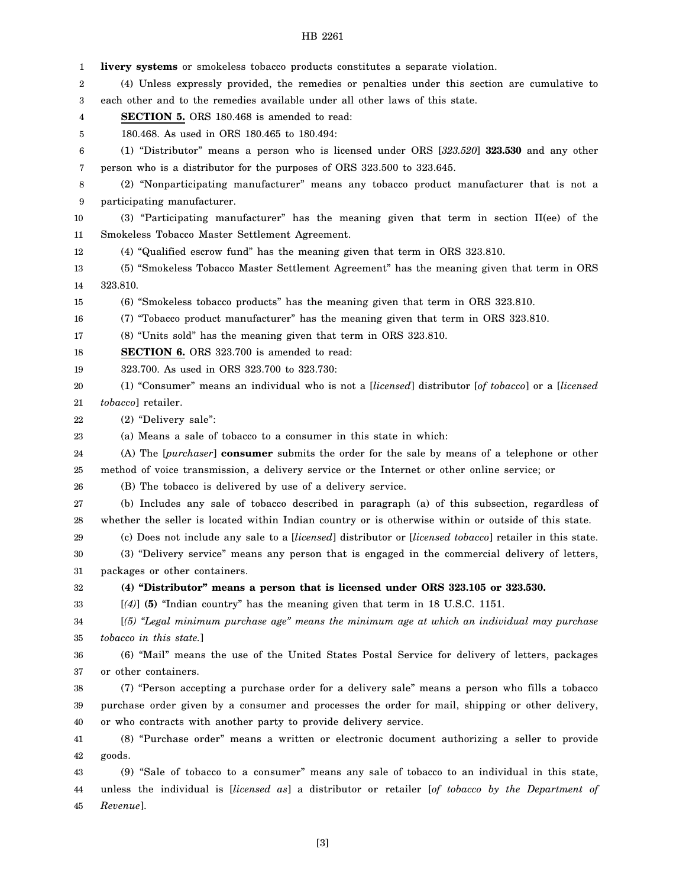**livery systems** or smokeless tobacco products constitutes a separate violation.

(4) Unless expressly provided, the remedies or penalties under this section are cumulative to each other and to the remedies available under all other laws of this state.

**SECTION 5.** ORS 180.468 is amended to read:

180.468. As used in ORS 180.465 to 180.494:

(1) "Distributor" means a person who is licensed under ORS [*323.520*] **323.530** and any other person who is a distributor for the purposes of ORS 323.500 to 323.645.

(2) "Nonparticipating manufacturer" means any tobacco product manufacturer that is not a participating manufacturer.

(3) "Participating manufacturer" has the meaning given that term in section II(ee) of the Smokeless Tobacco Master Settlement Agreement.

(4) "Qualified escrow fund" has the meaning given that term in ORS 323.810.

(5) "Smokeless Tobacco Master Settlement Agreement" has the meaning given that term in ORS 323.810.

(6) "Smokeless tobacco products" has the meaning given that term in ORS 323.810.

(7) "Tobacco product manufacturer" has the meaning given that term in ORS 323.810.

(8) "Units sold" has the meaning given that term in ORS 323.810.

**SECTION 6.** ORS 323.700 is amended to read:

323.700. As used in ORS 323.700 to 323.730:

(1) "Consumer" means an individual who is not a [*licensed*] distributor [*of tobacco*] or a [*licensed tobacco*] retailer.

(2) "Delivery sale":

(a) Means a sale of tobacco to a consumer in this state in which:

(A) The [*purchaser*] **consumer** submits the order for the sale by means of a telephone or other method of voice transmission, a delivery service or the Internet or other online service; or

(B) The tobacco is delivered by use of a delivery service.

(b) Includes any sale of tobacco described in paragraph (a) of this subsection, regardless of whether the seller is located within Indian country or is otherwise within or outside of this state.

(c) Does not include any sale to a [*licensed*] distributor or [*licensed tobacco*] retailer in this state.

(3) "Delivery service" means any person that is engaged in the commercial delivery of letters, packages or other containers.

**(4) "Distributor" means a person that is licensed under ORS 323.105 or 323.530.**

[*(4)*] **(5)** "Indian country" has the meaning given that term in 18 U.S.C. 1151.

[*(5) "Legal minimum purchase age" means the minimum age at which an individual may purchase tobacco in this state.*]

(6) "Mail" means the use of the United States Postal Service for delivery of letters, packages or other containers.

(7) "Person accepting a purchase order for a delivery sale" means a person who fills a tobacco purchase order given by a consumer and processes the order for mail, shipping or other delivery, or who contracts with another party to provide delivery service.

(8) "Purchase order" means a written or electronic document authorizing a seller to provide goods.

(9) "Sale of tobacco to a consumer" means any sale of tobacco to an individual in this state, unless the individual is [*licensed as*] a distributor or retailer [*of tobacco by the Department of Revenue*].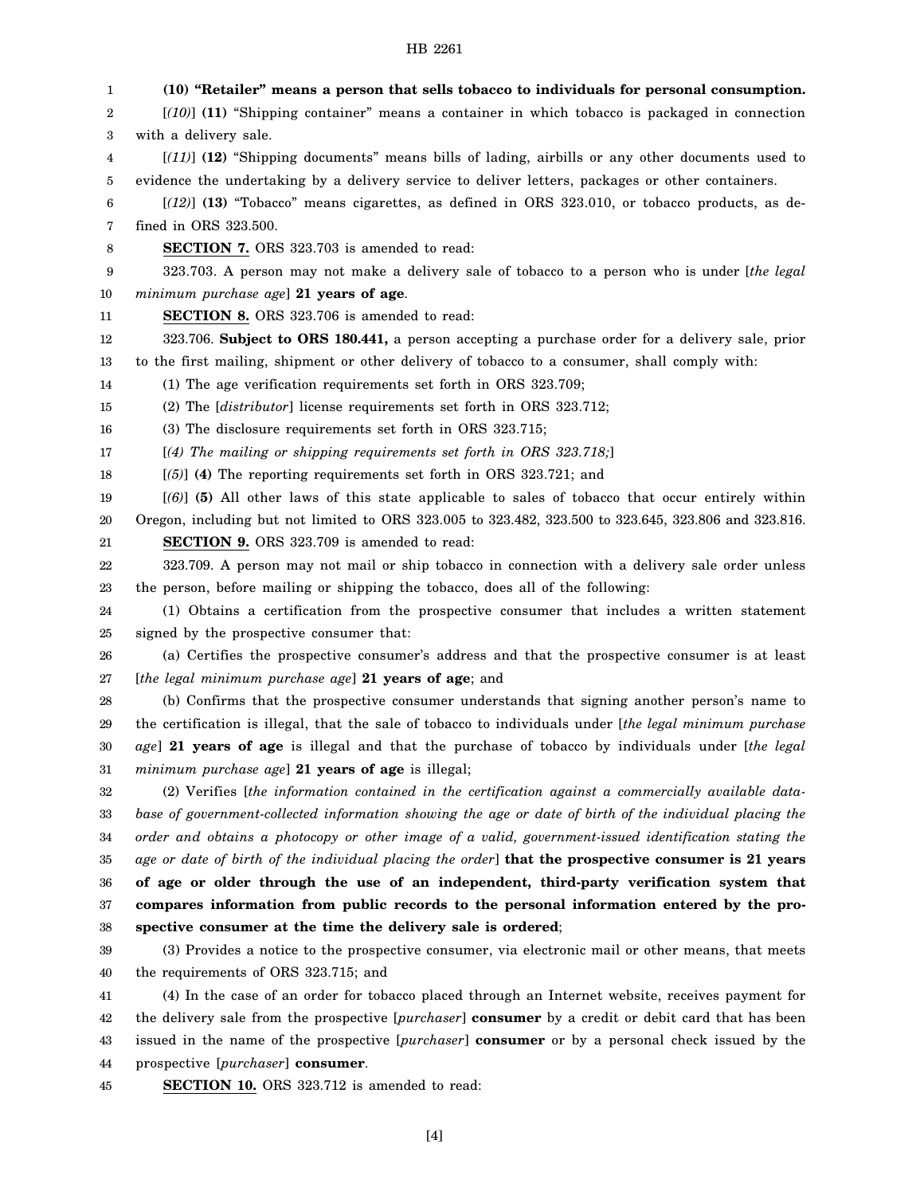**(10) "Retailer" means a person that sells tobacco to individuals for personal consumption.**

[*(10)*] **(11)** "Shipping container" means a container in which tobacco is packaged in connection with a delivery sale.

[*(11)*] **(12)** "Shipping documents" means bills of lading, airbills or any other documents used to evidence the undertaking by a delivery service to deliver letters, packages or other containers.

[*(12)*] **(13)** "Tobacco" means cigarettes, as defined in ORS 323.010, or tobacco products, as defined in ORS 323.500.

**SECTION 7.** ORS 323.703 is amended to read:

323.703. A person may not make a delivery sale of tobacco to a person who is under [*the legal minimum purchase age*] **21 years of age**.

**SECTION 8.** ORS 323.706 is amended to read:

323.706. **Subject to ORS 180.441,** a person accepting a purchase order for a delivery sale, prior to the first mailing, shipment or other delivery of tobacco to a consumer, shall comply with:

(1) The age verification requirements set forth in ORS 323.709;

(2) The [*distributor*] license requirements set forth in ORS 323.712;

(3) The disclosure requirements set forth in ORS 323.715;

[*(4) The mailing or shipping requirements set forth in ORS 323.718;*]

[*(5)*] **(4)** The reporting requirements set forth in ORS 323.721; and

[*(6)*] **(5)** All other laws of this state applicable to sales of tobacco that occur entirely within Oregon, including but not limited to ORS 323.005 to 323.482, 323.500 to 323.645, 323.806 and 323.816.

**SECTION 9.** ORS 323.709 is amended to read:

323.709. A person may not mail or ship tobacco in connection with a delivery sale order unless the person, before mailing or shipping the tobacco, does all of the following:

(1) Obtains a certification from the prospective consumer that includes a written statement signed by the prospective consumer that:

(a) Certifies the prospective consumer's address and that the prospective consumer is at least [*the legal minimum purchase age*] **21 years of age**; and

(b) Confirms that the prospective consumer understands that signing another person's name to the certification is illegal, that the sale of tobacco to individuals under [*the legal minimum purchase age*] **21 years of age** is illegal and that the purchase of tobacco by individuals under [*the legal minimum purchase age*] **21 years of age** is illegal;

(2) Verifies [*the information contained in the certification against a commercially available database of government-collected information showing the age or date of birth of the individual placing the order and obtains a photocopy or other image of a valid, government-issued identification stating the age or date of birth of the individual placing the order*] **that the prospective consumer is 21 years of age or older through the use of an independent, third-party verification system that compares information from public records to the personal information entered by the prospective consumer at the time the delivery sale is ordered**;

(3) Provides a notice to the prospective consumer, via electronic mail or other means, that meets the requirements of ORS 323.715; and

(4) In the case of an order for tobacco placed through an Internet website, receives payment for the delivery sale from the prospective [*purchaser*] **consumer** by a credit or debit card that has been issued in the name of the prospective [*purchaser*] **consumer** or by a personal check issued by the prospective [*purchaser*] **consumer**.

**SECTION 10.** ORS 323.712 is amended to read: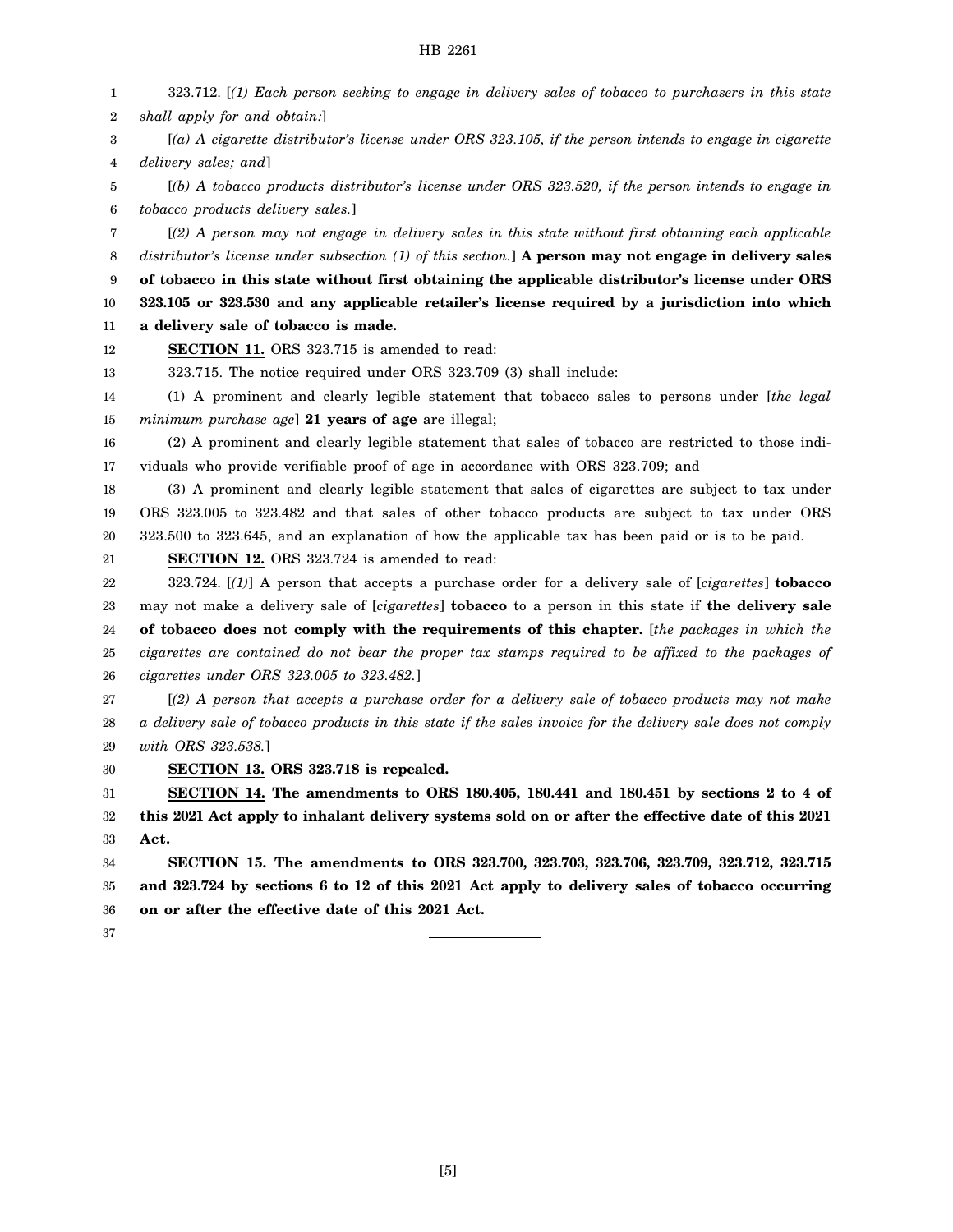323.712. [*(1) Each person seeking to engage in delivery sales of tobacco to purchasers in this state shall apply for and obtain:*]

[*(a) A cigarette distributor's license under ORS 323.105, if the person intends to engage in cigarette delivery sales; and*]

[*(b) A tobacco products distributor's license under ORS 323.520, if the person intends to engage in tobacco products delivery sales.*]

[*(2) A person may not engage in delivery sales in this state without first obtaining each applicable distributor's license under subsection (1) of this section.*] **A person may not engage in delivery sales of tobacco in this state without first obtaining the applicable distributor's license under ORS 323.105 or 323.530 and any applicable retailer's license required by a jurisdiction into which a delivery sale of tobacco is made.**

**SECTION 11.** ORS 323.715 is amended to read:

323.715. The notice required under ORS 323.709 (3) shall include:

(1) A prominent and clearly legible statement that tobacco sales to persons under [*the legal minimum purchase age*] **21 years of age** are illegal;

(2) A prominent and clearly legible statement that sales of tobacco are restricted to those individuals who provide verifiable proof of age in accordance with ORS 323.709; and

(3) A prominent and clearly legible statement that sales of cigarettes are subject to tax under ORS 323.005 to 323.482 and that sales of other tobacco products are subject to tax under ORS 323.500 to 323.645, and an explanation of how the applicable tax has been paid or is to be paid.

**SECTION 12.** ORS 323.724 is amended to read:

323.724. [*(1)*] A person that accepts a purchase order for a delivery sale of [*cigarettes*] **tobacco** may not make a delivery sale of [*cigarettes*] **tobacco** to a person in this state if **the delivery sale of tobacco does not comply with the requirements of this chapter.** [*the packages in which the cigarettes are contained do not bear the proper tax stamps required to be affixed to the packages of cigarettes under ORS 323.005 to 323.482.*]

[*(2) A person that accepts a purchase order for a delivery sale of tobacco products may not make a delivery sale of tobacco products in this state if the sales invoice for the delivery sale does not comply with ORS 323.538.*]

**SECTION 13. ORS 323.718 is repealed.**

**SECTION 14. The amendments to ORS 180.405, 180.441 and 180.451 by sections 2 to 4 of this 2021 Act apply to inhalant delivery systems sold on or after the effective date of this 2021 Act.**

**SECTION 15. The amendments to ORS 323.700, 323.703, 323.706, 323.709, 323.712, 323.715 and 323.724 by sections 6 to 12 of this 2021 Act apply to delivery sales of tobacco occurring on or after the effective date of this 2021 Act.**